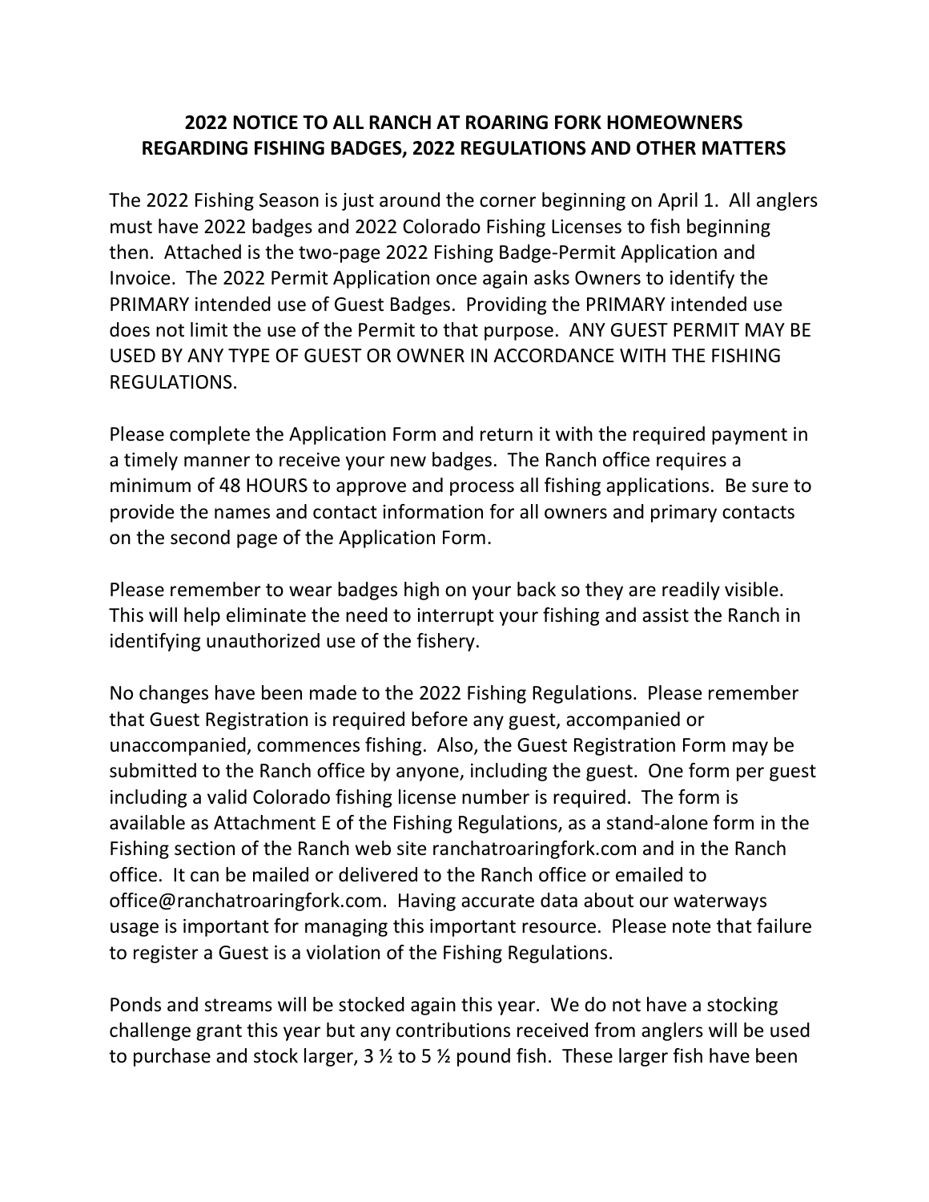# 2022 NOTICE TO ALL RANCH AT ROARING FORK HOMEOWNERS REGARDING FISHING BADGES, 2022 REGULATIONS AND OTHER MATTERS

The 2022 Fishing Season is just around the corner beginning on April 1. All anglers must have 2022 badges and 2022 Colorado Fishing Licenses to fish beginning then. Attached is the two-page 2022 Fishing Badge-Permit Application and Invoice. The 2022 Permit Application once again asks Owners to identify the PRIMARY intended use of Guest Badges. Providing the PRIMARY intended use does not limit the use of the Permit to that purpose. ANY GUEST PERMIT MAY BE USED BY ANY TYPE OF GUEST OR OWNER IN ACCORDANCE WITH THE FISHING REGULATIONS.

Please complete the Application Form and return it with the required payment in a timely manner to receive your new badges. The Ranch office requires a minimum of 48 HOURS to approve and process all fishing applications. Be sure to provide the names and contact information for all owners and primary contacts on the second page of the Application Form.

Please remember to wear badges high on your back so they are readily visible. This will help eliminate the need to interrupt your fishing and assist the Ranch in identifying unauthorized use of the fishery.

No changes have been made to the 2022 Fishing Regulations. Please remember that Guest Registration is required before any guest, accompanied or unaccompanied, commences fishing. Also, the Guest Registration Form may be submitted to the Ranch office by anyone, including the guest. One form per guest including a valid Colorado fishing license number is required. The form is available as Attachment E of the Fishing Regulations, as a stand-alone form in the Fishing section of the Ranch web site ranchatroaringfork.com and in the Ranch office. It can be mailed or delivered to the Ranch office or emailed to office@ranchatroaringfork.com. Having accurate data about our waterways usage is important for managing this important resource. Please note that failure to register a Guest is a violation of the Fishing Regulations.

Ponds and streams will be stocked again this year. We do not have a stocking challenge grant this year but any contributions received from anglers will be used to purchase and stock larger, 3 ½ to 5 ½ pound fish. These larger fish have been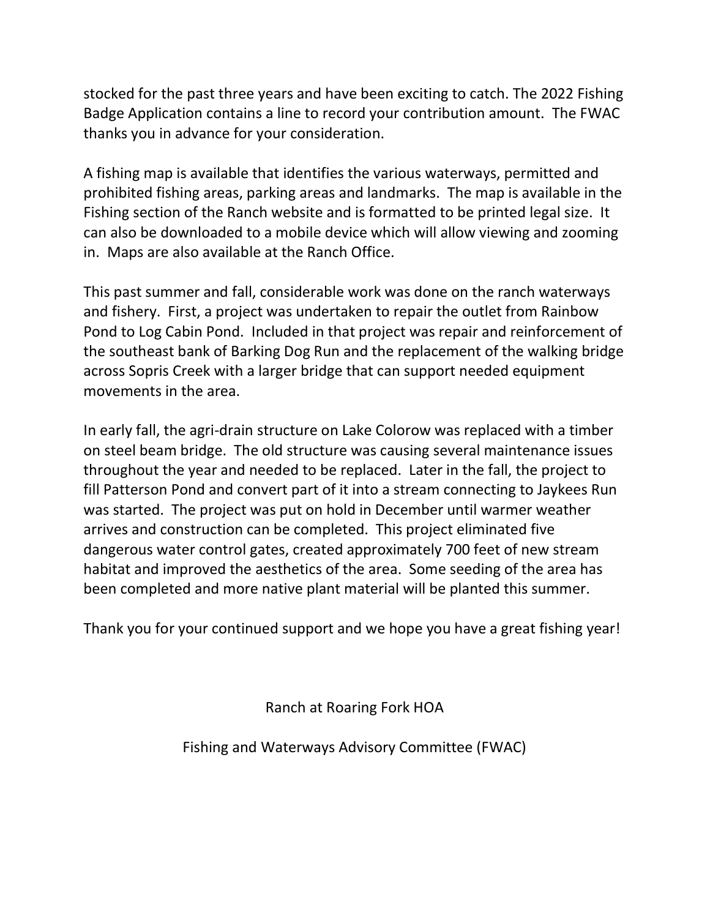stocked for the past three years and have been exciting to catch. The 2022 Fishing Badge Application contains a line to record your contribution amount. The FWAC thanks you in advance for your consideration.

A fishing map is available that identifies the various waterways, permitted and prohibited fishing areas, parking areas and landmarks. The map is available in the Fishing section of the Ranch website and is formatted to be printed legal size. It can also be downloaded to a mobile device which will allow viewing and zooming in. Maps are also available at the Ranch Office.

This past summer and fall, considerable work was done on the ranch waterways and fishery. First, a project was undertaken to repair the outlet from Rainbow Pond to Log Cabin Pond. Included in that project was repair and reinforcement of the southeast bank of Barking Dog Run and the replacement of the walking bridge across Sopris Creek with a larger bridge that can support needed equipment movements in the area.

In early fall, the agri-drain structure on Lake Colorow was replaced with a timber on steel beam bridge. The old structure was causing several maintenance issues throughout the year and needed to be replaced. Later in the fall, the project to fill Patterson Pond and convert part of it into a stream connecting to Jaykees Run was started. The project was put on hold in December until warmer weather arrives and construction can be completed. This project eliminated five dangerous water control gates, created approximately 700 feet of new stream habitat and improved the aesthetics of the area. Some seeding of the area has been completed and more native plant material will be planted this summer.

Thank you for your continued support and we hope you have a great fishing year!

Ranch at Roaring Fork HOA

Fishing and Waterways Advisory Committee (FWAC)